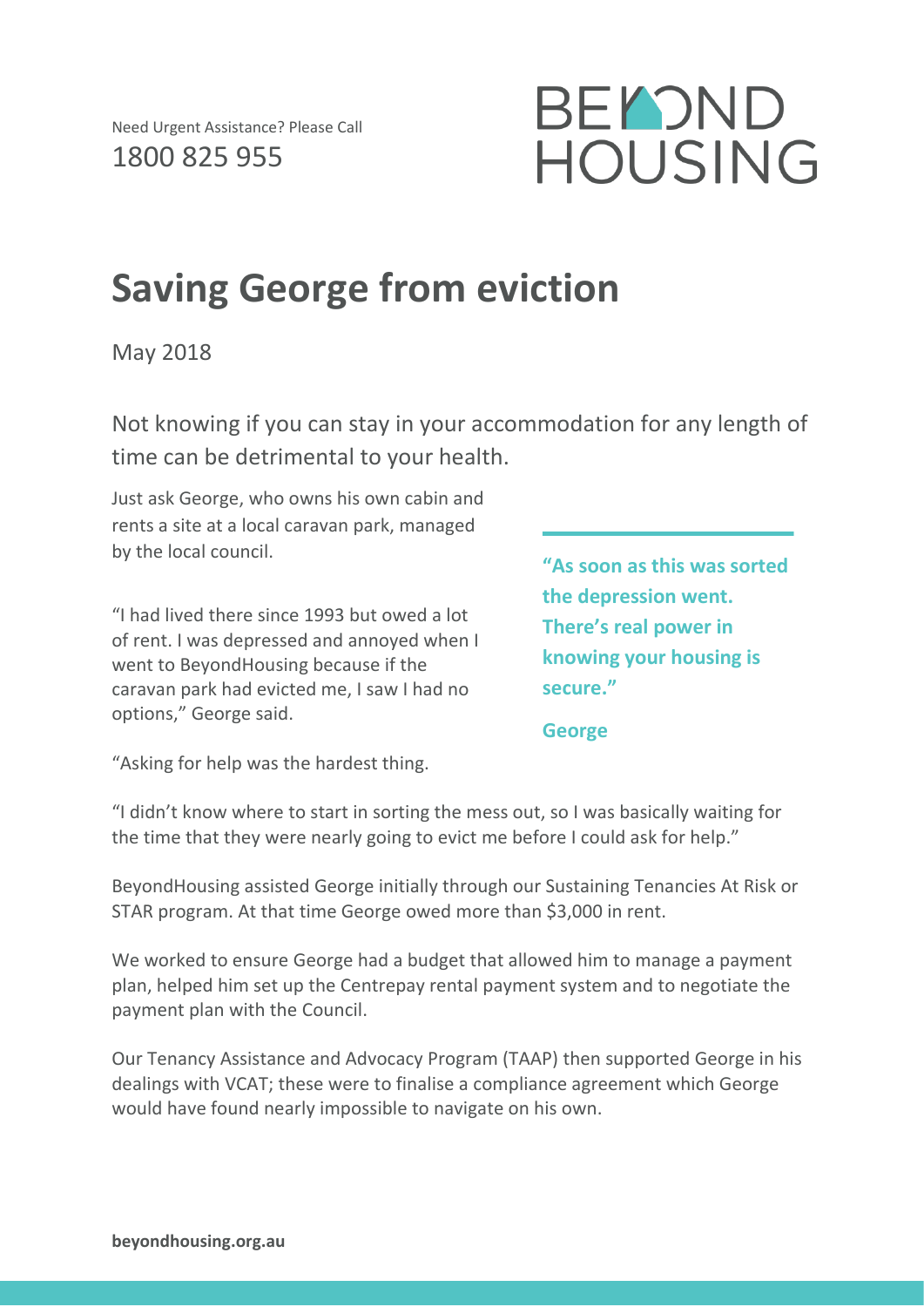Need Urgent Assistance? Please Call
1800 825 955

BEYOND HOUSING

# Saving George from eviction

May 2018

Not knowing if you can stay in your accommodation for any length of time can be detrimental to your health.

Just ask George, who owns his own cabin and rents a site at a local caravan park, managed by the local council.

"I had lived there since 1993 but owed a lot of rent. I was depressed and annoyed when I went to BeyondHousing because if the caravan park had evicted me, I saw I had no options," George said.

"Asking for help was the hardest thing.

"I didn't know where to start in sorting the mess out, so I was basically waiting for the time that they were nearly going to evict me before I could ask for help."

> **"As soon as this was sorted the depression went. There's real power in knowing your housing is secure."**
>
> **George**

BeyondHousing assisted George initially through our Sustaining Tenancies At Risk or STAR program. At that time George owed more than $3,000 in rent.

We worked to ensure George had a budget that allowed him to manage a payment plan, helped him set up the Centrepay rental payment system and to negotiate the payment plan with the Council.

Our Tenancy Assistance and Advocacy Program (TAAP) then supported George in his dealings with VCAT; these were to finalise a compliance agreement which George would have found nearly impossible to navigate on his own.

**beyondhousing.org.au**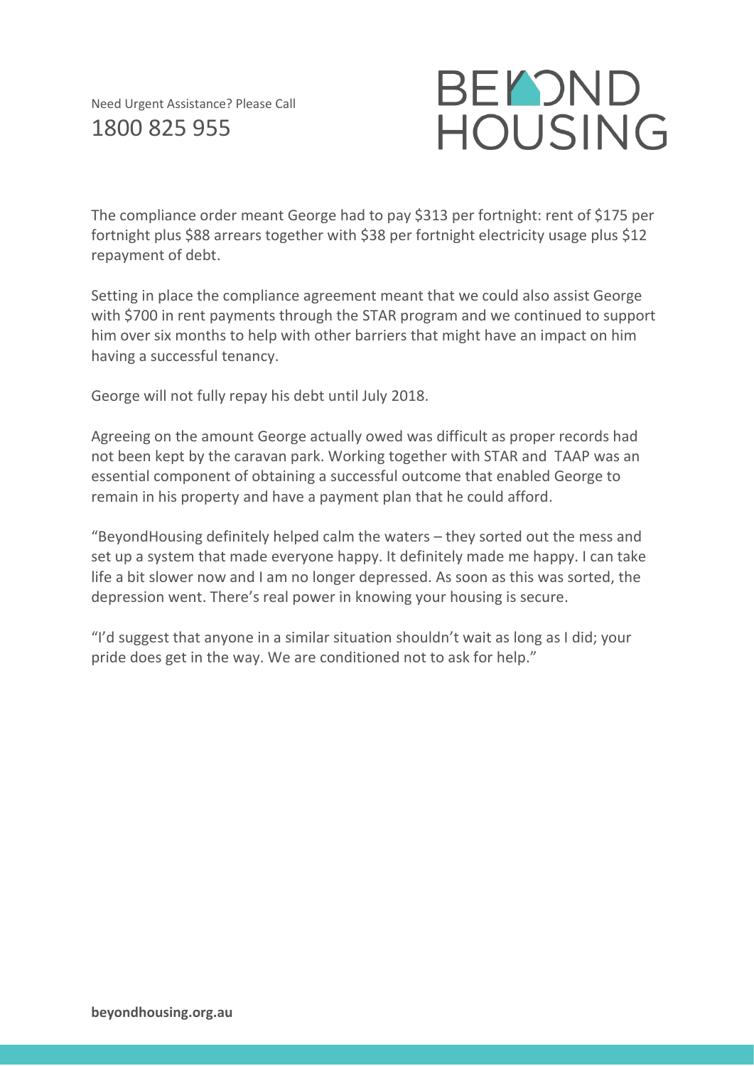The compliance order meant George had to pay $313 per fortnight: rent of $175 per fortnight plus $88 arrears together with $38 per fortnight electricity usage plus $12 repayment of debt.

Setting in place the compliance agreement meant that we could also assist George with $700 in rent payments through the STAR program and we continued to support him over six months to help with other barriers that might have an impact on him having a successful tenancy.

George will not fully repay his debt until July 2018.

Agreeing on the amount George actually owed was difficult as proper records had not been kept by the caravan park. Working together with STAR and TAAP was an essential component of obtaining a successful outcome that enabled George to remain in his property and have a payment plan that he could afford.

"BeyondHousing definitely helped calm the waters – they sorted out the mess and set up a system that made everyone happy. It definitely made me happy. I can take life a bit slower now and I am no longer depressed. As soon as this was sorted, the depression went. There's real power in knowing your housing is secure.

"I'd suggest that anyone in a similar situation shouldn't wait as long as I did; your pride does get in the way. We are conditioned not to ask for help."